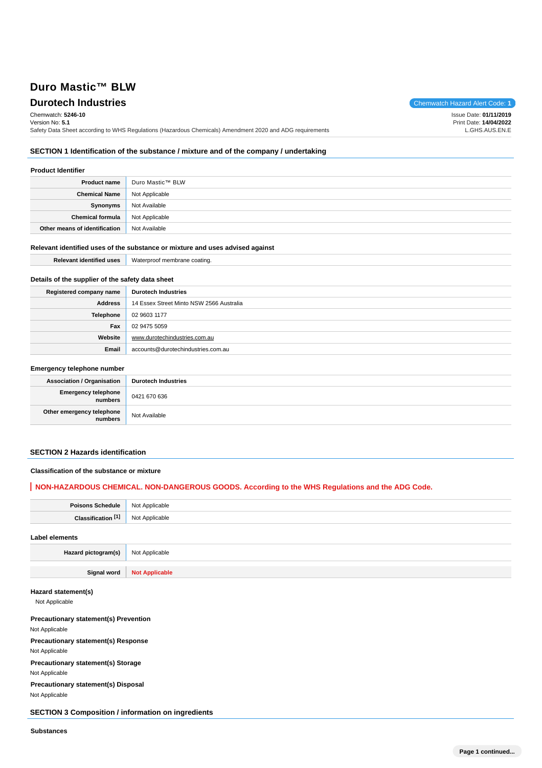# Duro Mastic™ BLW

## Durotech Industries

Chemwatch Hazard Alert Code: **1**

Chemwatch: **5246-10**
Version No: **5.1**
Safety Data Sheet according to WHS Regulations (Hazardous Chemicals) Amendment 2020 and ADG requirements

Issue Date: **01/11/2019**
Print Date: **14/04/2022**
L.GHS.AUS.EN.E

## SECTION 1 Identification of the substance / mixture and of the company / undertaking

### Product Identifier

| | |
|---|---|
| **Product name** | Duro Mastic™ BLW |
| **Chemical Name** | Not Applicable |
| **Synonyms** | Not Available |
| **Chemical formula** | Not Applicable |
| **Other means of identification** | Not Available |

### Relevant identified uses of the substance or mixture and uses advised against

| | |
|---|---|
| **Relevant identified uses** | Waterproof membrane coating. |

### Details of the supplier of the safety data sheet

| | |
|---|---|
| **Registered company name** | **Durotech Industries** |
| **Address** | 14 Essex Street Minto NSW 2566 Australia |
| **Telephone** | 02 9603 1177 |
| **Fax** | 02 9475 5059 |
| **Website** | www.durotechindustries.com.au |
| **Email** | accounts@durotechindustries.com.au |

### Emergency telephone number

| | |
|---|---|
| **Association / Organisation** | **Durotech Industries** |
| **Emergency telephone numbers** | 0421 670 636 |
| **Other emergency telephone numbers** | Not Available |

## SECTION 2 Hazards identification

### Classification of the substance or mixture

**NON-HAZARDOUS CHEMICAL. NON-DANGEROUS GOODS. According to the WHS Regulations and the ADG Code.**

| | |
|---|---|
| **Poisons Schedule** | Not Applicable |
| **Classification [1]** | Not Applicable |

### Label elements

| | |
|---|---|
| **Hazard pictogram(s)** | Not Applicable |
| **Signal word** | **Not Applicable** |

### Hazard statement(s)

Not Applicable

### Precautionary statement(s) Prevention

Not Applicable

### Precautionary statement(s) Response

Not Applicable

### Precautionary statement(s) Storage

Not Applicable

### Precautionary statement(s) Disposal

Not Applicable

## SECTION 3 Composition / information on ingredients

### Substances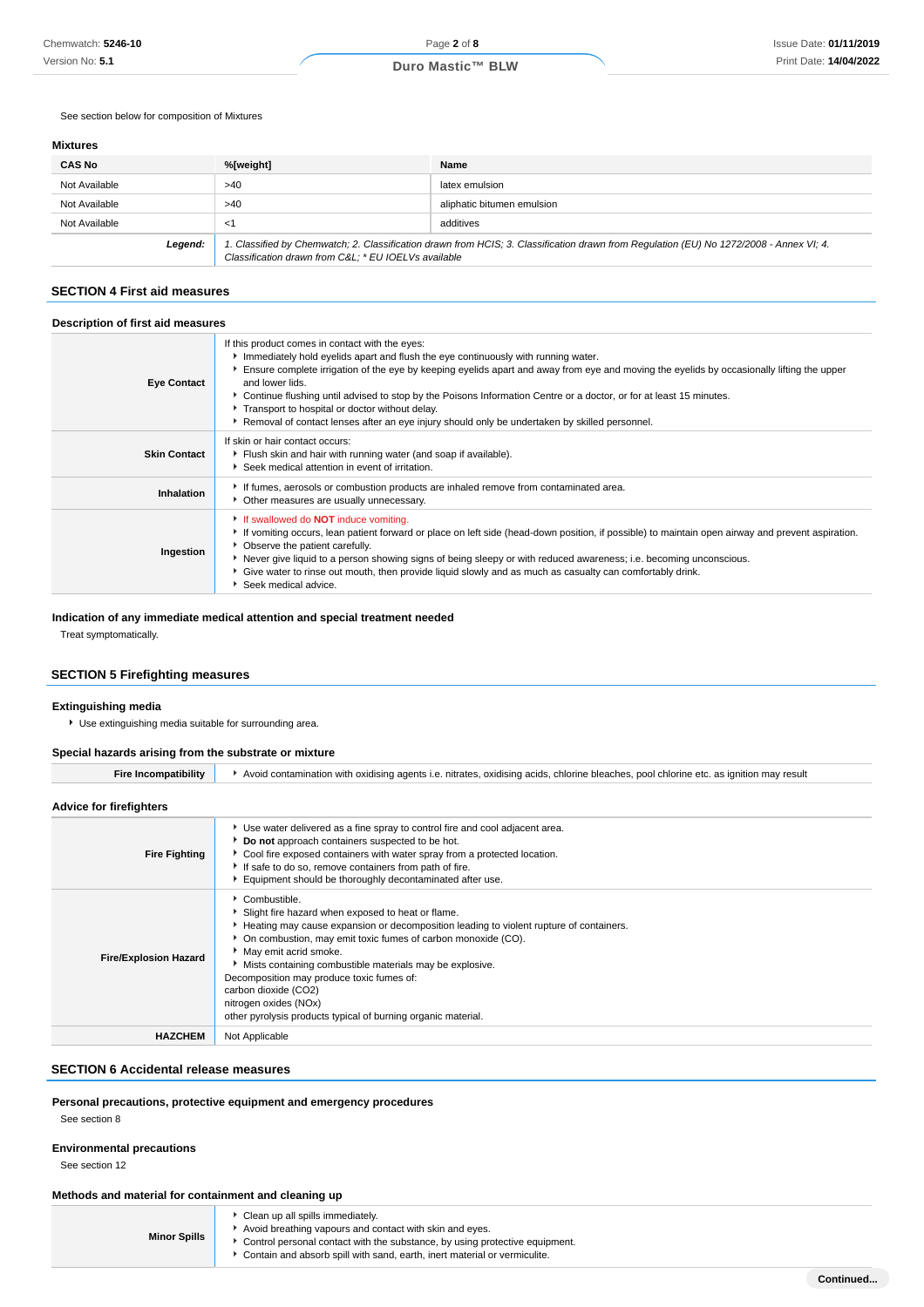See section below for composition of Mixtures

### Mixtures

| CAS No | %[weight] | Name |
|---|---|---|
| Not Available | >40 | latex emulsion |
| Not Available | >40 | aliphatic bitumen emulsion |
| Not Available | <1 | additives |
| ***Legend:*** | *1. Classified by Chemwatch; 2. Classification drawn from HCIS; 3. Classification drawn from Regulation (EU) No 1272/2008 - Annex VI; 4. Classification drawn from C&L; * EU IOELVs available* | |

## SECTION 4 First aid measures

### Description of first aid measures

| | |
|---|---|
| **Eye Contact** | If this product comes in contact with the eyes:<br>▸ Immediately hold eyelids apart and flush the eye continuously with running water.<br>▸ Ensure complete irrigation of the eye by keeping eyelids apart and away from eye and moving the eyelids by occasionally lifting the upper and lower lids.<br>▸ Continue flushing until advised to stop by the Poisons Information Centre or a doctor, or for at least 15 minutes.<br>▸ Transport to hospital or doctor without delay.<br>▸ Removal of contact lenses after an eye injury should only be undertaken by skilled personnel. |
| **Skin Contact** | If skin or hair contact occurs:<br>▸ Flush skin and hair with running water (and soap if available).<br>▸ Seek medical attention in event of irritation. |
| **Inhalation** | ▸ If fumes, aerosols or combustion products are inhaled remove from contaminated area.<br>▸ Other measures are usually unnecessary. |
| **Ingestion** | ▸ If swallowed do **NOT** induce vomiting.<br>▸ If vomiting occurs, lean patient forward or place on left side (head-down position, if possible) to maintain open airway and prevent aspiration.<br>▸ Observe the patient carefully.<br>▸ Never give liquid to a person showing signs of being sleepy or with reduced awareness; i.e. becoming unconscious.<br>▸ Give water to rinse out mouth, then provide liquid slowly and as much as casualty can comfortably drink.<br>▸ Seek medical advice. |

### Indication of any immediate medical attention and special treatment needed

Treat symptomatically.

## SECTION 5 Firefighting measures

### Extinguishing media

- Use extinguishing media suitable for surrounding area.

### Special hazards arising from the substrate or mixture

| | |
|---|---|
| **Fire Incompatibility** | ▸ Avoid contamination with oxidising agents i.e. nitrates, oxidising acids, chlorine bleaches, pool chlorine etc. as ignition may result |

### Advice for firefighters

| | |
|---|---|
| **Fire Fighting** | ▸ Use water delivered as a fine spray to control fire and cool adjacent area.<br>▸ **Do not** approach containers suspected to be hot.<br>▸ Cool fire exposed containers with water spray from a protected location.<br>▸ If safe to do so, remove containers from path of fire.<br>▸ Equipment should be thoroughly decontaminated after use. |
| **Fire/Explosion Hazard** | ▸ Combustible.<br>▸ Slight fire hazard when exposed to heat or flame.<br>▸ Heating may cause expansion or decomposition leading to violent rupture of containers.<br>▸ On combustion, may emit toxic fumes of carbon monoxide (CO).<br>▸ May emit acrid smoke.<br>▸ Mists containing combustible materials may be explosive.<br>Decomposition may produce toxic fumes of:<br>carbon dioxide ($CO_2$)<br>nitrogen oxides ($NO_x$)<br>other pyrolysis products typical of burning organic material. |
| **HAZCHEM** | Not Applicable |

## SECTION 6 Accidental release measures

### Personal precautions, protective equipment and emergency procedures

See section 8

### Environmental precautions

See section 12

### Methods and material for containment and cleaning up

| | |
|---|---|
| **Minor Spills** | ▸ Clean up all spills immediately.<br>▸ Avoid breathing vapours and contact with skin and eyes.<br>▸ Control personal contact with the substance, by using protective equipment.<br>▸ Contain and absorb spill with sand, earth, inert material or vermiculite. |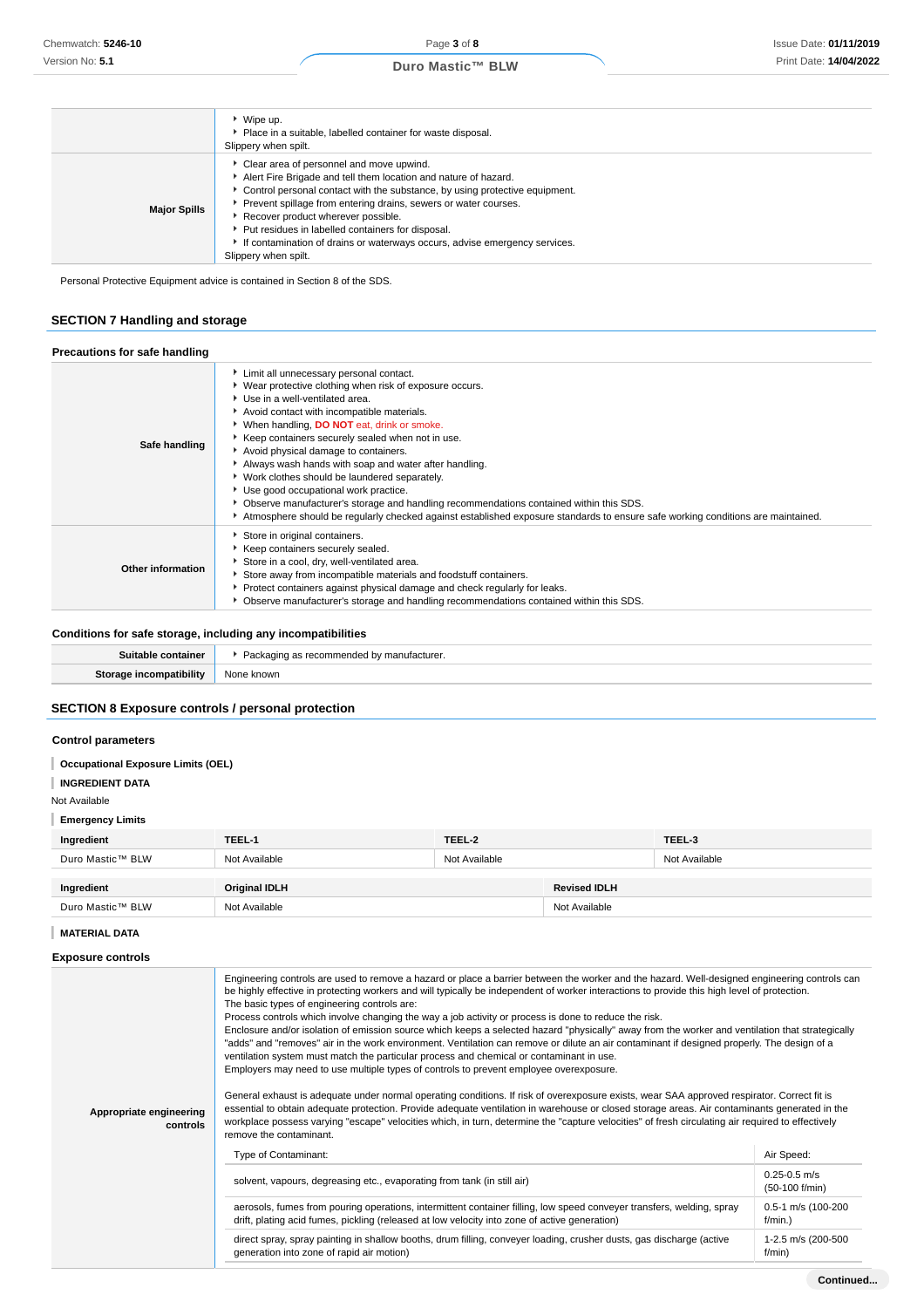| | |
|---|---|
| | ‣ Wipe up.<br>‣ Place in a suitable, labelled container for waste disposal.<br>Slippery when spilt. |
| **Major Spills** | ‣ Clear area of personnel and move upwind.<br>‣ Alert Fire Brigade and tell them location and nature of hazard.<br>‣ Control personal contact with the substance, by using protective equipment.<br>‣ Prevent spillage from entering drains, sewers or water courses.<br>‣ Recover product wherever possible.<br>‣ Put residues in labelled containers for disposal.<br>‣ If contamination of drains or waterways occurs, advise emergency services.<br>Slippery when spilt. |

Personal Protective Equipment advice is contained in Section 8 of the SDS.

## SECTION 7 Handling and storage

### Precautions for safe handling

| | |
|---|---|
| **Safe handling** | ‣ Limit all unnecessary personal contact.<br>‣ Wear protective clothing when risk of exposure occurs.<br>‣ Use in a well-ventilated area.<br>‣ Avoid contact with incompatible materials.<br>‣ When handling, **DO NOT** eat, drink or smoke.<br>‣ Keep containers securely sealed when not in use.<br>‣ Avoid physical damage to containers.<br>‣ Always wash hands with soap and water after handling.<br>‣ Work clothes should be laundered separately.<br>‣ Use good occupational work practice.<br>‣ Observe manufacturer's storage and handling recommendations contained within this SDS.<br>‣ Atmosphere should be regularly checked against established exposure standards to ensure safe working conditions are maintained. |
| **Other information** | ‣ Store in original containers.<br>‣ Keep containers securely sealed.<br>‣ Store in a cool, dry, well-ventilated area.<br>‣ Store away from incompatible materials and foodstuff containers.<br>‣ Protect containers against physical damage and check regularly for leaks.<br>‣ Observe manufacturer's storage and handling recommendations contained within this SDS. |

### Conditions for safe storage, including any incompatibilities

| | |
|---|---|
| **Suitable container** | ‣ Packaging as recommended by manufacturer. |
| **Storage incompatibility** | None known |

## SECTION 8 Exposure controls / personal protection

### Control parameters

**Occupational Exposure Limits (OEL)**

**INGREDIENT DATA**

Not Available

**Emergency Limits**

| Ingredient | TEEL-1 | TEEL-2 | TEEL-3 |
|---|---|---|---|
| Duro Mastic™ BLW | Not Available | Not Available | Not Available |

| Ingredient | Original IDLH | Revised IDLH |
|---|---|---|
| Duro Mastic™ BLW | Not Available | Not Available |

**MATERIAL DATA**

### Exposure controls

**Appropriate engineering controls**

Engineering controls are used to remove a hazard or place a barrier between the worker and the hazard. Well-designed engineering controls can be highly effective in protecting workers and will typically be independent of worker interactions to provide this high level of protection.
The basic types of engineering controls are:
Process controls which involve changing the way a job activity or process is done to reduce the risk.
Enclosure and/or isolation of emission source which keeps a selected hazard "physically" away from the worker and ventilation that strategically "adds" and "removes" air in the work environment. Ventilation can remove or dilute an air contaminant if designed properly. The design of a ventilation system must match the particular process and chemical or contaminant in use.
Employers may need to use multiple types of controls to prevent employee overexposure.

General exhaust is adequate under normal operating conditions. If risk of overexposure exists, wear SAA approved respirator. Correct fit is essential to obtain adequate protection. Provide adequate ventilation in warehouse or closed storage areas. Air contaminants generated in the workplace possess varying "escape" velocities which, in turn, determine the "capture velocities" of fresh circulating air required to effectively remove the contaminant.

| Type of Contaminant: | Air Speed: |
|---|---|
| solvent, vapours, degreasing etc., evaporating from tank (in still air) | 0.25-0.5 m/s (50-100 f/min) |
| aerosols, fumes from pouring operations, intermittent container filling, low speed conveyer transfers, welding, spray drift, plating acid fumes, pickling (released at low velocity into zone of active generation) | 0.5-1 m/s (100-200 f/min.) |
| direct spray, spray painting in shallow booths, drum filling, conveyer loading, crusher dusts, gas discharge (active generation into zone of rapid air motion) | 1-2.5 m/s (200-500 f/min) |

Continued...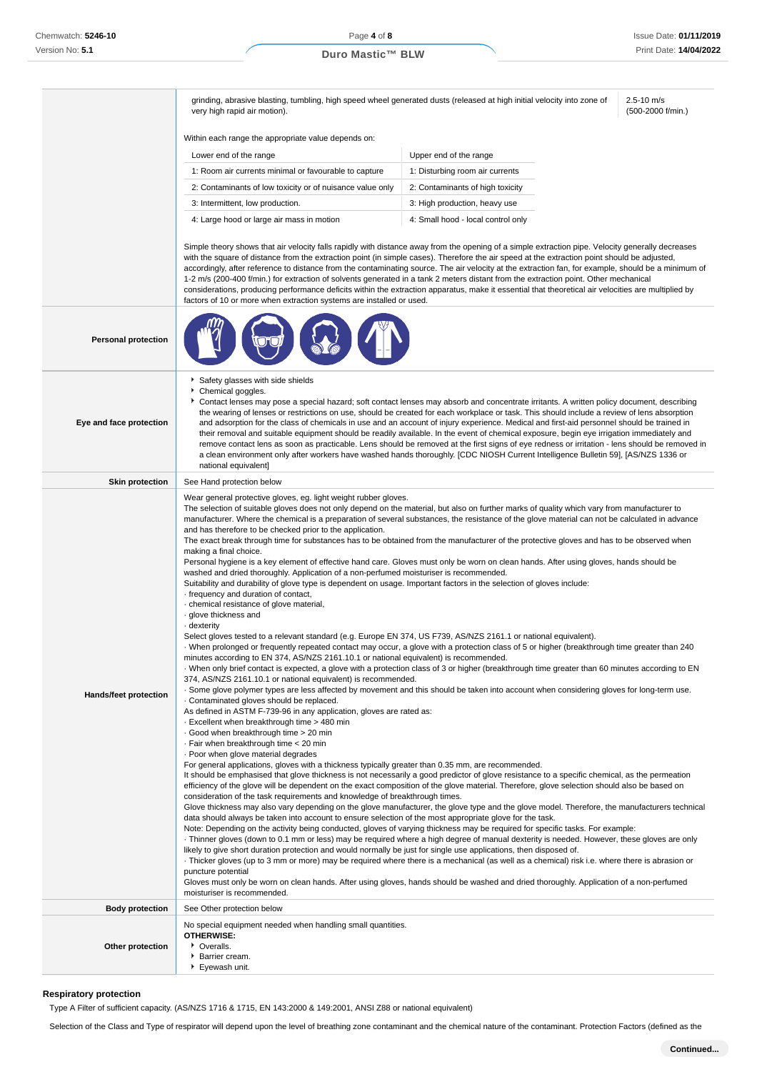| | | |
|---|---|---|
| | grinding, abrasive blasting, tumbling, high speed wheel generated dusts (released at high initial velocity into zone of very high rapid air motion). | 2.5-10 m/s (500-2000 f/min.) |

Within each range the appropriate value depends on:

| Lower end of the range | Upper end of the range |
|---|---|
| 1: Room air currents minimal or favourable to capture | 1: Disturbing room air currents |
| 2: Contaminants of low toxicity or of nuisance value only | 2: Contaminants of high toxicity |
| 3: Intermittent, low production. | 3: High production, heavy use |
| 4: Large hood or large air mass in motion | 4: Small hood - local control only |

Simple theory shows that air velocity falls rapidly with distance away from the opening of a simple extraction pipe. Velocity generally decreases with the square of distance from the extraction point (in simple cases). Therefore the air speed at the extraction point should be adjusted, accordingly, after reference to distance from the contaminating source. The air velocity at the extraction fan, for example, should be a minimum of 1-2 m/s (200-400 f/min.) for extraction of solvents generated in a tank 2 meters distant from the extraction point. Other mechanical considerations, producing performance deficits within the extraction apparatus, make it essential that theoretical air velocities are multiplied by factors of 10 or more when extraction systems are installed or used.

| | |
|---|---|
| **Personal protection** | |
| **Eye and face protection** | ‣ Safety glasses with side shields<br>‣ Chemical goggles.<br>‣ Contact lenses may pose a special hazard; soft contact lenses may absorb and concentrate irritants. A written policy document, describing the wearing of lenses or restrictions on use, should be created for each workplace or task. This should include a review of lens absorption and adsorption for the class of chemicals in use and an account of injury experience. Medical and first-aid personnel should be trained in their removal and suitable equipment should be readily available. In the event of chemical exposure, begin eye irrigation immediately and remove contact lens as soon as practicable. Lens should be removed at the first signs of eye redness or irritation - lens should be removed in a clean environment only after workers have washed hands thoroughly. [CDC NIOSH Current Intelligence Bulletin 59], [AS/NZS 1336 or national equivalent] |
| **Skin protection** | See Hand protection below |
| **Hands/feet protection** | Wear general protective gloves, eg. light weight rubber gloves.<br>The selection of suitable gloves does not only depend on the material, but also on further marks of quality which vary from manufacturer to manufacturer. Where the chemical is a preparation of several substances, the resistance of the glove material can not be calculated in advance and has therefore to be checked prior to the application.<br>The exact break through time for substances has to be obtained from the manufacturer of the protective gloves and has to be observed when making a final choice.<br>Personal hygiene is a key element of effective hand care. Gloves must only be worn on clean hands. After using gloves, hands should be washed and dried thoroughly. Application of a non-perfumed moisturiser is recommended.<br>Suitability and durability of glove type is dependent on usage. Important factors in the selection of gloves include:<br>· frequency and duration of contact,<br>· chemical resistance of glove material,<br>· glove thickness and<br>· dexterity<br>Select gloves tested to a relevant standard (e.g. Europe EN 374, US F739, AS/NZS 2161.1 or national equivalent).<br>· When prolonged or frequently repeated contact may occur, a glove with a protection class of 5 or higher (breakthrough time greater than 240 minutes according to EN 374, AS/NZS 2161.10.1 or national equivalent) is recommended.<br>· When only brief contact is expected, a glove with a protection class of 3 or higher (breakthrough time greater than 60 minutes according to EN 374, AS/NZS 2161.10.1 or national equivalent) is recommended.<br>· Some glove polymer types are less affected by movement and this should be taken into account when considering gloves for long-term use.<br>· Contaminated gloves should be replaced.<br>As defined in ASTM F-739-96 in any application, gloves are rated as:<br>· Excellent when breakthrough time > 480 min<br>· Good when breakthrough time > 20 min<br>· Fair when breakthrough time < 20 min<br>· Poor when glove material degrades<br>For general applications, gloves with a thickness typically greater than 0.35 mm, are recommended.<br>It should be emphasised that glove thickness is not necessarily a good predictor of glove resistance to a specific chemical, as the permeation efficiency of the glove will be dependent on the exact composition of the glove material. Therefore, glove selection should also be based on consideration of the task requirements and knowledge of breakthrough times.<br>Glove thickness may also vary depending on the glove manufacturer, the glove type and the glove model. Therefore, the manufacturers technical data should always be taken into account to ensure selection of the most appropriate glove for the task.<br>Note: Depending on the activity being conducted, gloves of varying thickness may be required for specific tasks. For example:<br>· Thinner gloves (down to 0.1 mm or less) may be required where a high degree of manual dexterity is needed. However, these gloves are only likely to give short duration protection and would normally be just for single use applications, then disposed of.<br>· Thicker gloves (up to 3 mm or more) may be required where there is a mechanical (as well as a chemical) risk i.e. where there is abrasion or puncture potential<br>Gloves must only be worn on clean hands. After using gloves, hands should be washed and dried thoroughly. Application of a non-perfumed moisturiser is recommended. |
| **Body protection** | See Other protection below |
| **Other protection** | No special equipment needed when handling small quantities.<br>**OTHERWISE:**<br>‣ Overalls.<br>‣ Barrier cream.<br>‣ Eyewash unit. |

### Respiratory protection

Type A Filter of sufficient capacity. (AS/NZS 1716 & 1715, EN 143:2000 & 149:2001, ANSI Z88 or national equivalent)

Selection of the Class and Type of respirator will depend upon the level of breathing zone contaminant and the chemical nature of the contaminant. Protection Factors (defined as the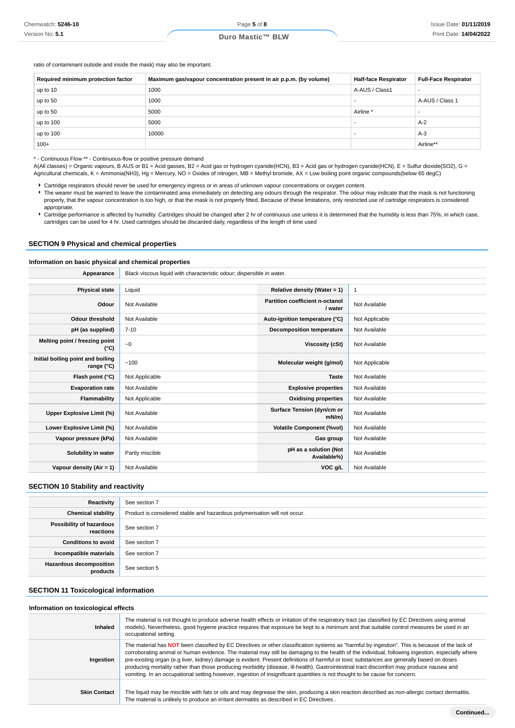ratio of contaminant outside and inside the mask) may also be important.

| Required minimum protection factor | Maximum gas/vapour concentration present in air p.p.m. (by volume) | Half-face Respirator | Full-Face Respirator |
|---|---|---|---|
| up to 10 | 1000 | A-AUS / Class1 | - |
| up to 50 | 1000 | - | A-AUS / Class 1 |
| up to 50 | 5000 | Airline * | - |
| up to 100 | 5000 | - | A-2 |
| up to 100 | 10000 | - | A-3 |
| 100+ | | | Airline** |

* - Continuous Flow ** - Continuous-flow or positive pressure demand
A(All classes) = Organic vapours, B AUS or B1 = Acid gasses, B2 = Acid gas or hydrogen cyanide(HCN), B3 = Acid gas or hydrogen cyanide(HCN), E = Sulfur dioxide(SO2), G = Agricultural chemicals, K = Ammonia(NH3), Hg = Mercury, NO = Oxides of nitrogen, MB = Methyl bromide, AX = Low boiling point organic compounds(below 65 degC)

- Cartridge respirators should never be used for emergency ingress or in areas of unknown vapour concentrations or oxygen content.
- The wearer must be warned to leave the contaminated area immediately on detecting any odours through the respirator. The odour may indicate that the mask is not functioning properly, that the vapour concentration is too high, or that the mask is not properly fitted. Because of these limitations, only restricted use of cartridge respirators is considered appropriate.
- Cartridge performance is affected by humidity. Cartridges should be changed after 2 hr of continuous use unless it is determined that the humidity is less than 75%, in which case, cartridges can be used for 4 hr. Used cartridges should be discarded daily, regardless of the length of time used

## SECTION 9 Physical and chemical properties

### Information on basic physical and chemical properties

| Appearance | Black viscous liquid with characteristic odour; dispersible in water. | | |
|---|---|---|---|
| **Physical state** | Liquid | **Relative density (Water = 1)** | 1 |
| **Odour** | Not Available | **Partition coefficient n-octanol / water** | Not Available |
| **Odour threshold** | Not Available | **Auto-ignition temperature (°C)** | Not Applicable |
| **pH (as supplied)** | 7-10 | **Decomposition temperature** | Not Available |
| **Melting point / freezing point (°C)** | ~0 | **Viscosity (cSt)** | Not Available |
| **Initial boiling point and boiling range (°C)** | ~100 | **Molecular weight (g/mol)** | Not Applicable |
| **Flash point (°C)** | Not Applicable | **Taste** | Not Available |
| **Evaporation rate** | Not Available | **Explosive properties** | Not Available |
| **Flammability** | Not Applicable | **Oxidising properties** | Not Available |
| **Upper Explosive Limit (%)** | Not Available | **Surface Tension (dyn/cm or mN/m)** | Not Available |
| **Lower Explosive Limit (%)** | Not Available | **Volatile Component (%vol)** | Not Available |
| **Vapour pressure (kPa)** | Not Available | **Gas group** | Not Available |
| **Solubility in water** | Partly miscible | **pH as a solution (Not Available%)** | Not Available |
| **Vapour density (Air = 1)** | Not Available | **VOC g/L** | Not Available |

## SECTION 10 Stability and reactivity

| Reactivity | See section 7 |
|---|---|
| **Chemical stability** | Product is considered stable and hazardous polymerisation will not occur. |
| **Possibility of hazardous reactions** | See section 7 |
| **Conditions to avoid** | See section 7 |
| **Incompatible materials** | See section 7 |
| **Hazardous decomposition products** | See section 5 |

## SECTION 11 Toxicological information

### Information on toxicological effects

| Inhaled | The material is not thought to produce adverse health effects or irritation of the respiratory tract (as classified by EC Directives using animal models). Nevertheless, good hygiene practice requires that exposure be kept to a minimum and that suitable control measures be used in an occupational setting. |
|---|---|
| **Ingestion** | The material has **NOT** been classified by EC Directives or other classification systems as "harmful by ingestion". This is because of the lack of corroborating animal or human evidence. The material may still be damaging to the health of the individual, following ingestion, especially where pre-existing organ (e.g liver, kidney) damage is evident. Present definitions of harmful or toxic substances are generally based on doses producing mortality rather than those producing morbidity (disease, ill-health). Gastrointestinal tract discomfort may produce nausea and vomiting. In an occupational setting however, ingestion of insignificant quantities is not thought to be cause for concern. |
| **Skin Contact** | The liquid may be miscible with fats or oils and may degrease the skin, producing a skin reaction described as non-allergic contact dermatitis. The material is unlikely to produce an irritant dermatitis as described in EC Directives . |

**Continued...**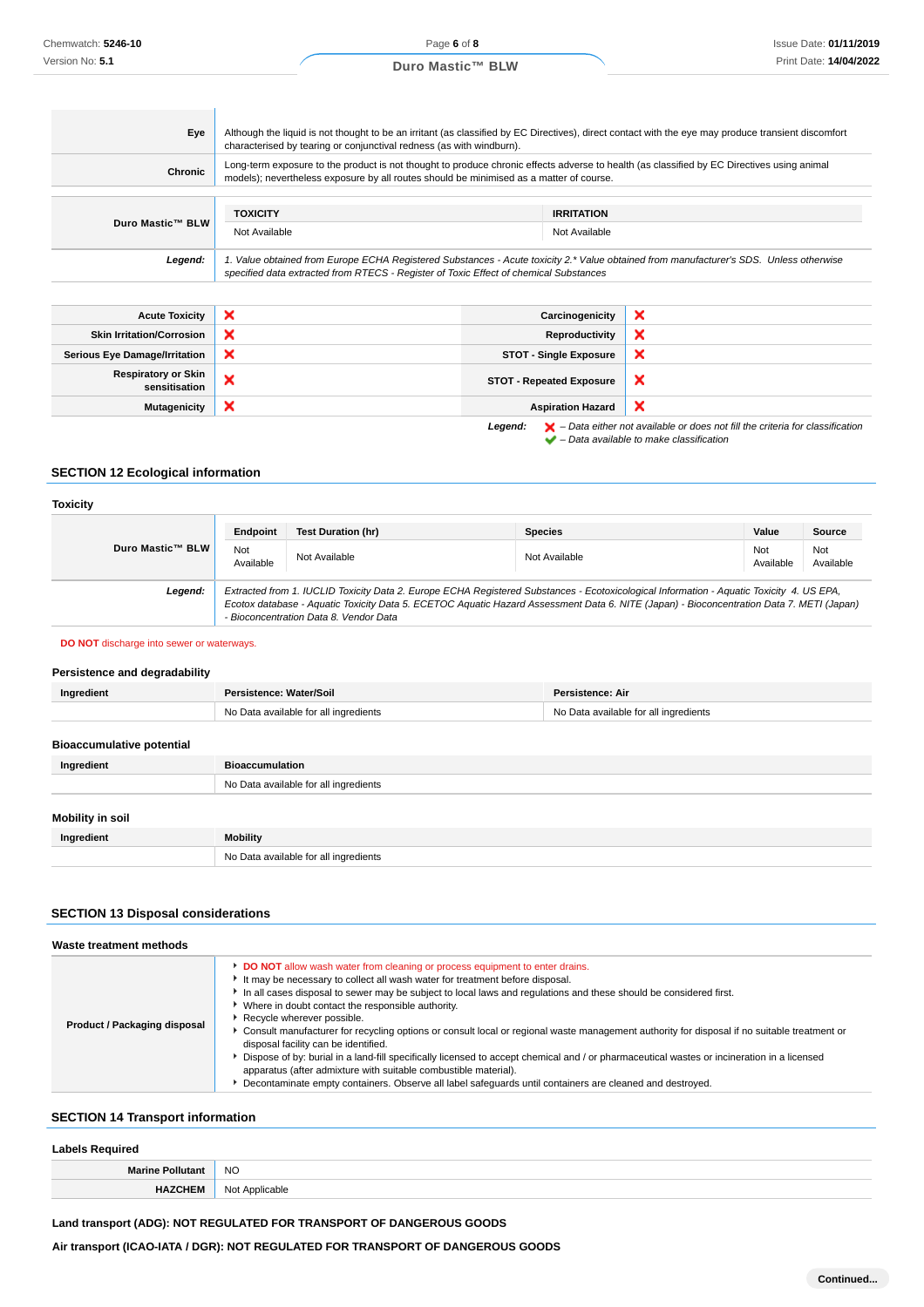| | |
|---|---|
| **Eye** | Although the liquid is not thought to be an irritant (as classified by EC Directives), direct contact with the eye may produce transient discomfort characterised by tearing or conjunctival redness (as with windburn). |
| **Chronic** | Long-term exposure to the product is not thought to produce chronic effects adverse to health (as classified by EC Directives using animal models); nevertheless exposure by all routes should be minimised as a matter of course. |

| | TOXICITY | IRRITATION |
|---|---|---|
| **Duro Mastic™ BLW** | Not Available | Not Available |
| ***Legend:*** | *1. Value obtained from Europe ECHA Registered Substances - Acute toxicity 2.\* Value obtained from manufacturer's SDS. Unless otherwise specified data extracted from RTECS - Register of Toxic Effect of chemical Substances* | |

| | | | |
|---|---|---|---|
| **Acute Toxicity** | ✘ | **Carcinogenicity** | ✘ |
| **Skin Irritation/Corrosion** | ✘ | **Reproductivity** | ✘ |
| **Serious Eye Damage/Irritation** | ✘ | **STOT - Single Exposure** | ✘ |
| **Respiratory or Skin sensitisation** | ✘ | **STOT - Repeated Exposure** | ✘ |
| **Mutagenicity** | ✘ | **Aspiration Hazard** | ✘ |

***Legend:*** ✘ *– Data either not available or does not fill the criteria for classification*
✔ *– Data available to make classification*

## SECTION 12 Ecological information

### Toxicity

| | Endpoint | Test Duration (hr) | Species | Value | Source |
|---|---|---|---|---|---|
| **Duro Mastic™ BLW** | Not Available | Not Available | Not Available | Not Available | Not Available |
| ***Legend:*** | *Extracted from 1. IUCLID Toxicity Data 2. Europe ECHA Registered Substances - Ecotoxicological Information - Aquatic Toxicity 4. US EPA, Ecotox database - Aquatic Toxicity Data 5. ECETOC Aquatic Hazard Assessment Data 6. NITE (Japan) - Bioconcentration Data 7. METI (Japan) - Bioconcentration Data 8. Vendor Data* | | | | |

**DO NOT** discharge into sewer or waterways.

### Persistence and degradability

| Ingredient | Persistence: Water/Soil | Persistence: Air |
|---|---|---|
| | No Data available for all ingredients | No Data available for all ingredients |

### Bioaccumulative potential

| Ingredient | Bioaccumulation |
|---|---|
| | No Data available for all ingredients |

### Mobility in soil

| Ingredient | Mobility |
|---|---|
| | No Data available for all ingredients |

## SECTION 13 Disposal considerations

### Waste treatment methods

**Product / Packaging disposal**

- **DO NOT** allow wash water from cleaning or process equipment to enter drains.
- It may be necessary to collect all wash water for treatment before disposal.
- In all cases disposal to sewer may be subject to local laws and regulations and these should be considered first.
- Where in doubt contact the responsible authority.
- Recycle wherever possible.
- Consult manufacturer for recycling options or consult local or regional waste management authority for disposal if no suitable treatment or disposal facility can be identified.
- Dispose of by: burial in a land-fill specifically licensed to accept chemical and / or pharmaceutical wastes or incineration in a licensed apparatus (after admixture with suitable combustible material).
- Decontaminate empty containers. Observe all label safeguards until containers are cleaned and destroyed.

## SECTION 14 Transport information

### Labels Required

| | |
|---|---|
| **Marine Pollutant** | NO |
| **HAZCHEM** | Not Applicable |

**Land transport (ADG): NOT REGULATED FOR TRANSPORT OF DANGEROUS GOODS**

**Air transport (ICAO-IATA / DGR): NOT REGULATED FOR TRANSPORT OF DANGEROUS GOODS**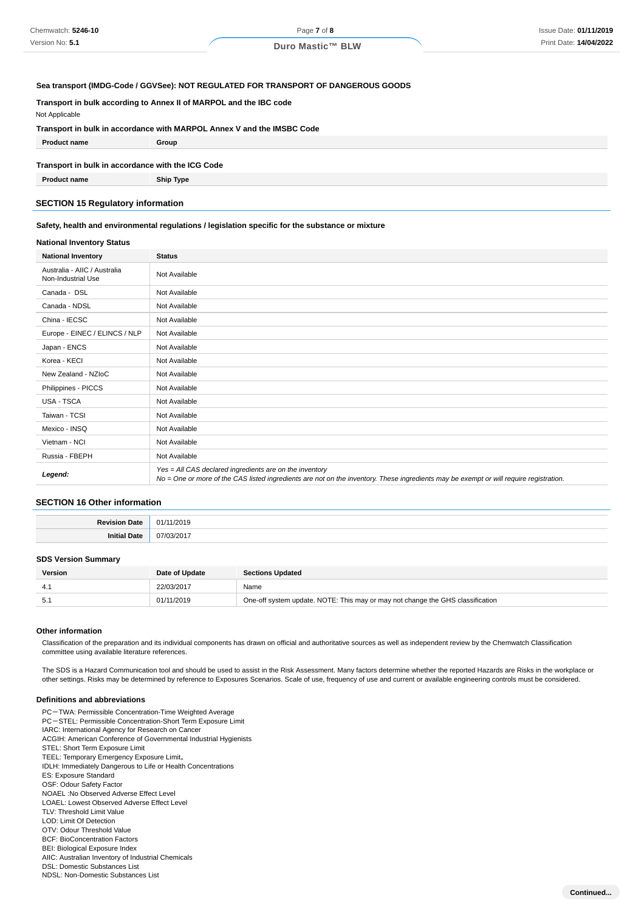**Sea transport (IMDG-Code / GGVSee): NOT REGULATED FOR TRANSPORT OF DANGEROUS GOODS**

**Transport in bulk according to Annex II of MARPOL and the IBC code**

Not Applicable

**Transport in bulk in accordance with MARPOL Annex V and the IMSBC Code**

| Product name | Group |
| --- | --- |

**Transport in bulk in accordance with the ICG Code**

| Product name | Ship Type |
| --- | --- |

## SECTION 15 Regulatory information

**Safety, health and environmental regulations / legislation specific for the substance or mixture**

**National Inventory Status**

| National Inventory | Status |
| --- | --- |
| Australia - AIIC / Australia Non-Industrial Use | Not Available |
| Canada - DSL | Not Available |
| Canada - NDSL | Not Available |
| China - IECSC | Not Available |
| Europe - EINEC / ELINCS / NLP | Not Available |
| Japan - ENCS | Not Available |
| Korea - KECI | Not Available |
| New Zealand - NZIoC | Not Available |
| Philippines - PICCS | Not Available |
| USA - TSCA | Not Available |
| Taiwan - TCSI | Not Available |
| Mexico - INSQ | Not Available |
| Vietnam - NCI | Not Available |
| Russia - FBEPH | Not Available |
| ***Legend:*** | *Yes = All CAS declared ingredients are on the inventory*<br>*No = One or more of the CAS listed ingredients are not on the inventory. These ingredients may be exempt or will require registration.* |

## SECTION 16 Other information

| | |
| --- | --- |
| **Revision Date** | 01/11/2019 |
| **Initial Date** | 07/03/2017 |

**SDS Version Summary**

| Version | Date of Update | Sections Updated |
| --- | --- | --- |
| 4.1 | 22/03/2017 | Name |
| 5.1 | 01/11/2019 | One-off system update. NOTE: This may or may not change the GHS classification |

**Other information**

Classification of the preparation and its individual components has drawn on official and authoritative sources as well as independent review by the Chemwatch Classification committee using available literature references.

The SDS is a Hazard Communication tool and should be used to assist in the Risk Assessment. Many factors determine whether the reported Hazards are Risks in the workplace or other settings. Risks may be determined by reference to Exposures Scenarios. Scale of use, frequency of use and current or available engineering controls must be considered.

**Definitions and abbreviations**

PC－TWA: Permissible Concentration-Time Weighted Average
PC－STEL: Permissible Concentration-Short Term Exposure Limit
IARC: International Agency for Research on Cancer
ACGIH: American Conference of Governmental Industrial Hygienists
STEL: Short Term Exposure Limit
TEEL: Temporary Emergency Exposure Limit。
IDLH: Immediately Dangerous to Life or Health Concentrations
ES: Exposure Standard
OSF: Odour Safety Factor
NOAEL :No Observed Adverse Effect Level
LOAEL: Lowest Observed Adverse Effect Level
TLV: Threshold Limit Value
LOD: Limit Of Detection
OTV: Odour Threshold Value
BCF: BioConcentration Factors
BEI: Biological Exposure Index
AIIC: Australian Inventory of Industrial Chemicals
DSL: Domestic Substances List
NDSL: Non-Domestic Substances List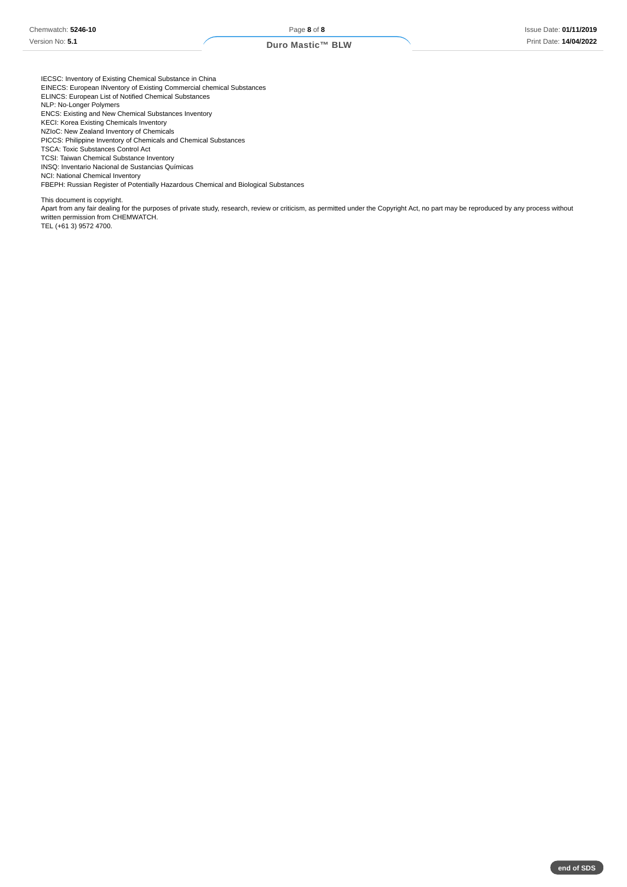IECSC: Inventory of Existing Chemical Substance in China
EINECS: European INventory of Existing Commercial chemical Substances
ELINCS: European List of Notified Chemical Substances
NLP: No-Longer Polymers
ENCS: Existing and New Chemical Substances Inventory
KECI: Korea Existing Chemicals Inventory
NZIoC: New Zealand Inventory of Chemicals
PICCS: Philippine Inventory of Chemicals and Chemical Substances
TSCA: Toxic Substances Control Act
TCSI: Taiwan Chemical Substance Inventory
INSQ: Inventario Nacional de Sustancias Químicas
NCI: National Chemical Inventory
FBEPH: Russian Register of Potentially Hazardous Chemical and Biological Substances

This document is copyright.
Apart from any fair dealing for the purposes of private study, research, review or criticism, as permitted under the Copyright Act, no part may be reproduced by any process without written permission from CHEMWATCH.
TEL (+61 3) 9572 4700.

**end of SDS**